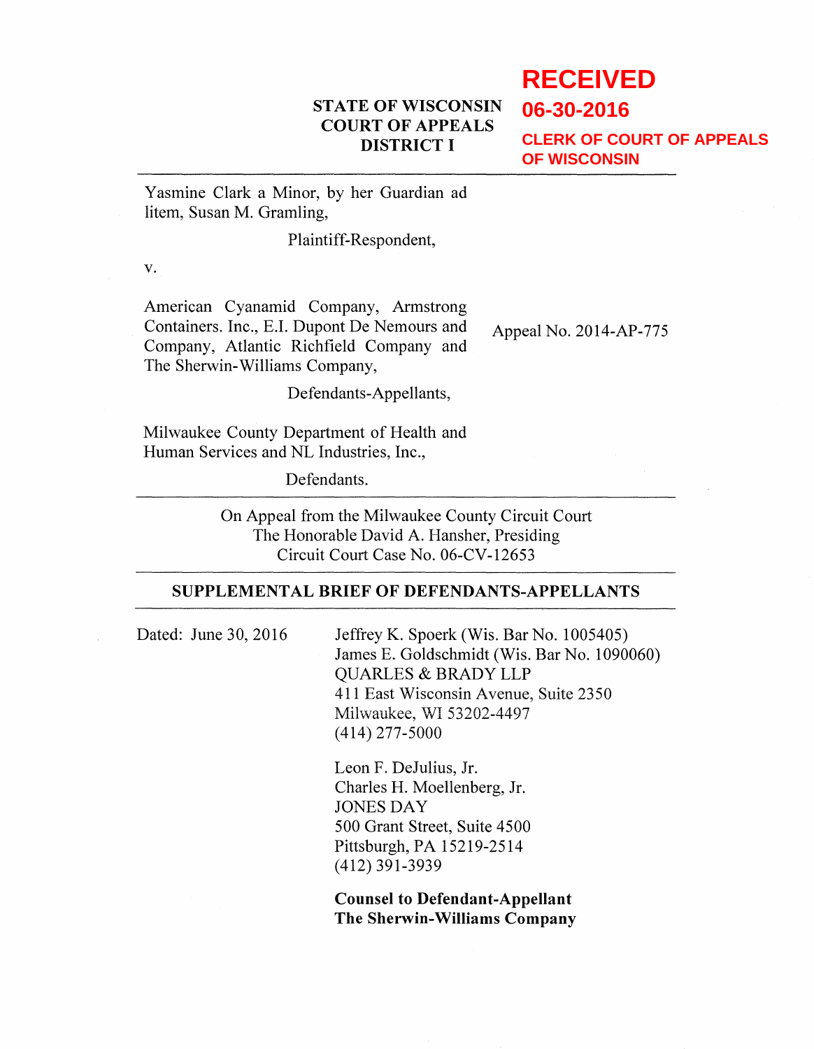**RECEIVED**

**06-30-2016**

**CLERK OF COURT OF APPEALS OF WISCONSIN**

**STATE OF WISCONSIN**
**COURT OF APPEALS**
**DISTRICT I**

---

Yasmine Clark a Minor, by her Guardian ad litem, Susan M. Gramling,

Plaintiff-Respondent,

v.

American Cyanamid Company, Armstrong Containers. Inc., E.I. Dupont De Nemours and Company, Atlantic Richfield Company and The Sherwin-Williams Company,

Defendants-Appellants,

Milwaukee County Department of Health and Human Services and NL Industries, Inc.,

Defendants.

Appeal No. 2014-AP-775

---

On Appeal from the Milwaukee County Circuit Court
The Honorable David A. Hansher, Presiding
Circuit Court Case No. 06-CV-12653

---

**SUPPLEMENTAL BRIEF OF DEFENDANTS-APPELLANTS**

---

Dated: June 30, 2016

Jeffrey K. Spoerk (Wis. Bar No. 1005405)
James E. Goldschmidt (Wis. Bar No. 1090060)
QUARLES & BRADY LLP
411 East Wisconsin Avenue, Suite 2350
Milwaukee, WI 53202-4497
(414) 277-5000

Leon F. DeJulius, Jr.
Charles H. Moellenberg, Jr.
JONES DAY
500 Grant Street, Suite 4500
Pittsburgh, PA 15219-2514
(412) 391-3939

**Counsel to Defendant-Appellant**
**The Sherwin-Williams Company**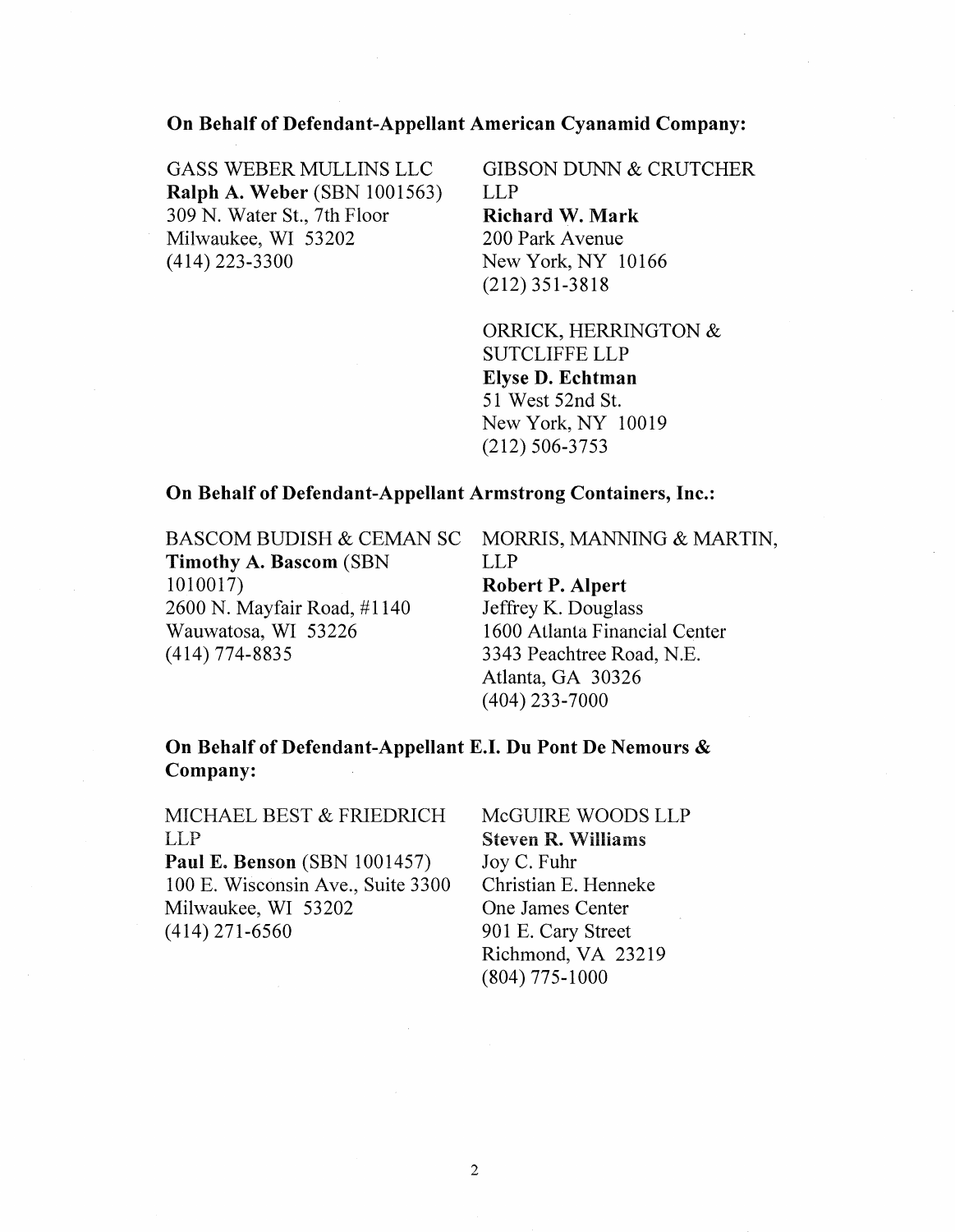**On Behalf of Defendant-Appellant American Cyanamid Company:**

GASS WEBER MULLINS LLC
**Ralph A. Weber** (SBN 1001563)
309 N. Water St., 7th Floor
Milwaukee, WI 53202
(414) 223-3300

GIBSON DUNN & CRUTCHER LLP
**Richard W. Mark**
200 Park Avenue
New York, NY 10166
(212) 351-3818

ORRICK, HERRINGTON & SUTCLIFFE LLP
**Elyse D. Echtman**
51 West 52nd St.
New York, NY 10019
(212) 506-3753

**On Behalf of Defendant-Appellant Armstrong Containers, Inc.:**

BASCOM BUDISH & CEMAN SC
**Timothy A. Bascom** (SBN 1010017)
2600 N. Mayfair Road, #1140
Wauwatosa, WI 53226
(414) 774-8835

MORRIS, MANNING & MARTIN, LLP
**Robert P. Alpert**
Jeffrey K. Douglass
1600 Atlanta Financial Center
3343 Peachtree Road, N.E.
Atlanta, GA 30326
(404) 233-7000

**On Behalf of Defendant-Appellant E.I. Du Pont De Nemours & Company:**

MICHAEL BEST & FRIEDRICH LLP
**Paul E. Benson** (SBN 1001457)
100 E. Wisconsin Ave., Suite 3300
Milwaukee, WI 53202
(414) 271-6560

McGUIRE WOODS LLP
**Steven R. Williams**
Joy C. Fuhr
Christian E. Henneke
One James Center
901 E. Cary Street
Richmond, VA 23219
(804) 775-1000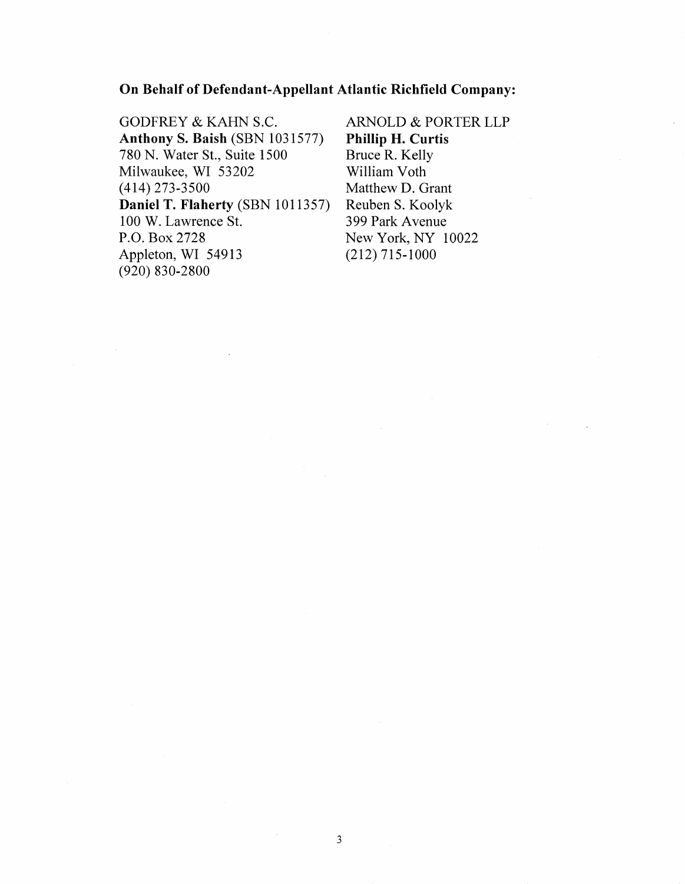**On Behalf of Defendant-Appellant Atlantic Richfield Company:**

GODFREY & KAHN S.C.
**Anthony S. Baish** (SBN 1031577)
780 N. Water St., Suite 1500
Milwaukee, WI 53202
(414) 273-3500
**Daniel T. Flaherty** (SBN 1011357)
100 W. Lawrence St.
P.O. Box 2728
Appleton, WI 54913
(920) 830-2800

ARNOLD & PORTER LLP
**Phillip H. Curtis**
Bruce R. Kelly
William Voth
Matthew D. Grant
Reuben S. Koolyk
399 Park Avenue
New York, NY 10022
(212) 715-1000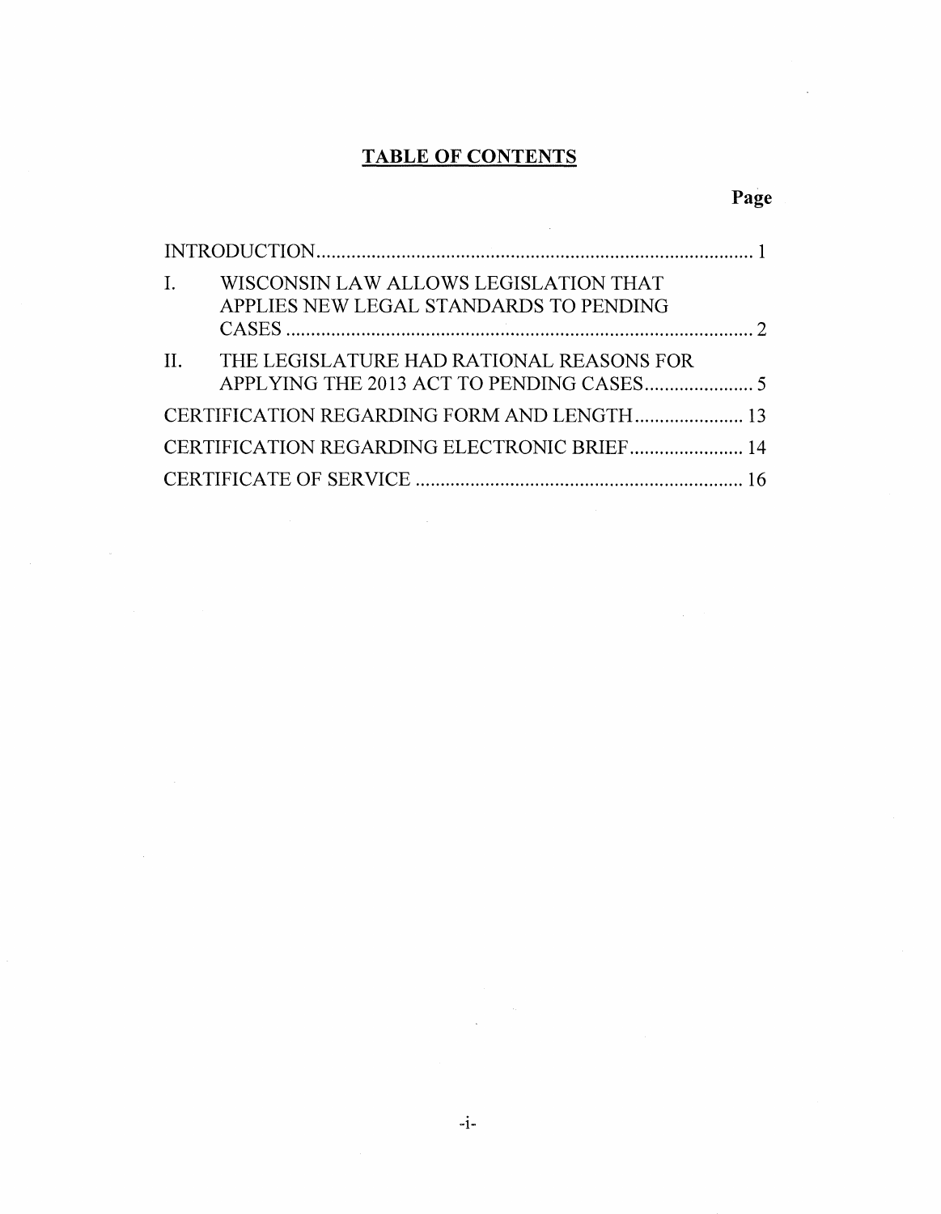## TABLE OF CONTENTS

| | Page |
|---|---|
| INTRODUCTION | 1 |
| I. WISCONSIN LAW ALLOWS LEGISLATION THAT APPLIES NEW LEGAL STANDARDS TO PENDING CASES | 2 |
| II. THE LEGISLATURE HAD RATIONAL REASONS FOR APPLYING THE 2013 ACT TO PENDING CASES | 5 |
| CERTIFICATION REGARDING FORM AND LENGTH | 13 |
| CERTIFICATION REGARDING ELECTRONIC BRIEF | 14 |
| CERTIFICATE OF SERVICE | 16 |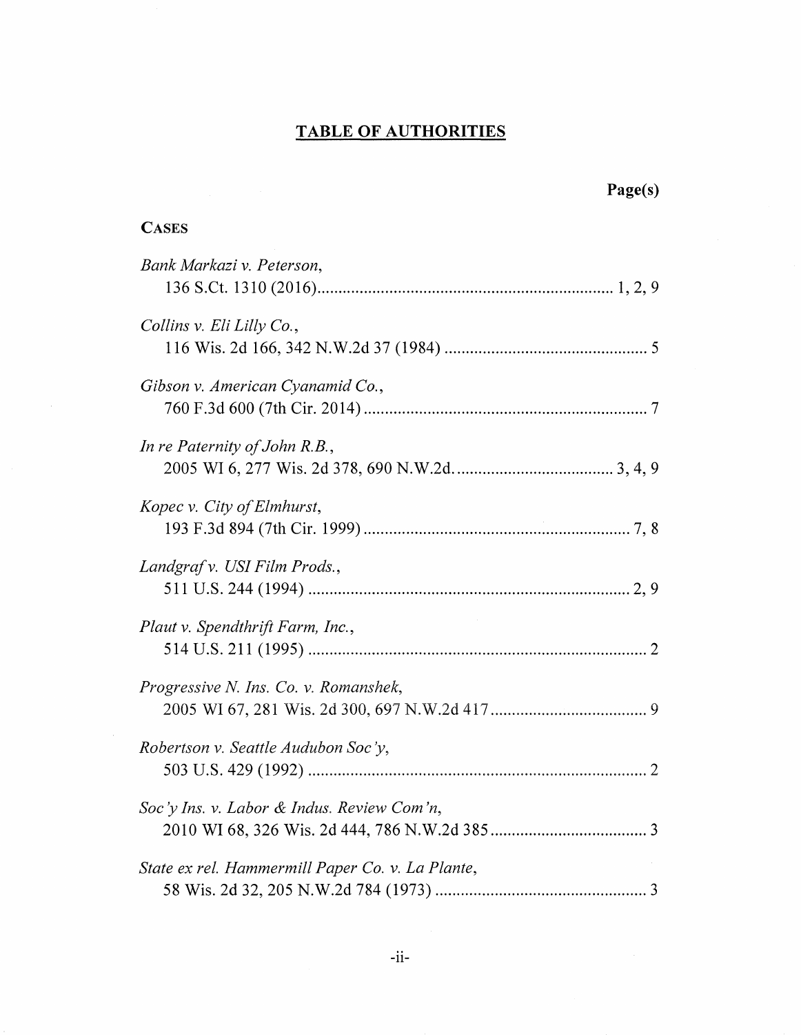## TABLE OF AUTHORITIES

**Page(s)**

**CASES**

*Bank Markazi v. Peterson*,
136 S.Ct. 1310 (2016) .................................................................... 1, 2, 9

*Collins v. Eli Lilly Co.*,
116 Wis. 2d 166, 342 N.W.2d 37 (1984) ................................................ 5

*Gibson v. American Cyanamid Co.*,
760 F.3d 600 (7th Cir. 2014) .................................................................. 7

*In re Paternity of John R.B.*,
2005 WI 6, 277 Wis. 2d 378, 690 N.W.2d. ..................................... 3, 4, 9

*Kopec v. City of Elmhurst*,
193 F.3d 894 (7th Cir. 1999) ............................................................... 7, 8

*Landgraf v. USI Film Prods.*,
511 U.S. 244 (1994) ............................................................................ 2, 9

*Plaut v. Spendthrift Farm, Inc.*,
514 U.S. 211 (1995) ................................................................................ 2

*Progressive N. Ins. Co. v. Romanshek*,
2005 WI 67, 281 Wis. 2d 300, 697 N.W.2d 417 ..................................... 9

*Robertson v. Seattle Audubon Soc'y*,
503 U.S. 429 (1992) ................................................................................ 2

*Soc'y Ins. v. Labor & Indus. Review Com'n*,
2010 WI 68, 326 Wis. 2d 444, 786 N.W.2d 385 ..................................... 3

*State ex rel. Hammermill Paper Co. v. La Plante*,
58 Wis. 2d 32, 205 N.W.2d 784 (1973) ................................................. 3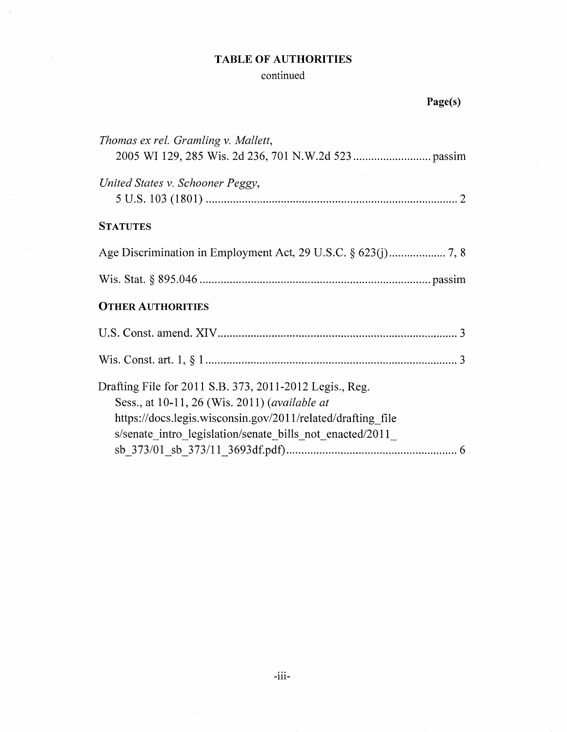## TABLE OF AUTHORITIES

continued

**Page(s)**

*Thomas ex rel. Gramling v. Mallett*,
2005 WI 129, 285 Wis. 2d 236, 701 N.W.2d 523 .......................... passim

*United States v. Schooner Peggy*,
5 U.S. 103 (1801) .................................................................................... 2

**STATUTES**

Age Discrimination in Employment Act, 29 U.S.C. § 623(j) ................... 7, 8

Wis. Stat. § 895.046 ............................................................................ passim

**OTHER AUTHORITIES**

U.S. Const. amend. XIV ................................................................................ 3

Wis. Const. art. 1, § 1 .................................................................................... 3

Drafting File for 2011 S.B. 373, 2011-2012 Legis., Reg. Sess., at 10-11, 26 (Wis. 2011) (*available at* https://docs.legis.wisconsin.gov/2011/related/drafting_files/senate_intro_legislation/senate_bills_not_enacted/2011_sb_373/01_sb_373/11_3693df.pdf) ........................................................ 6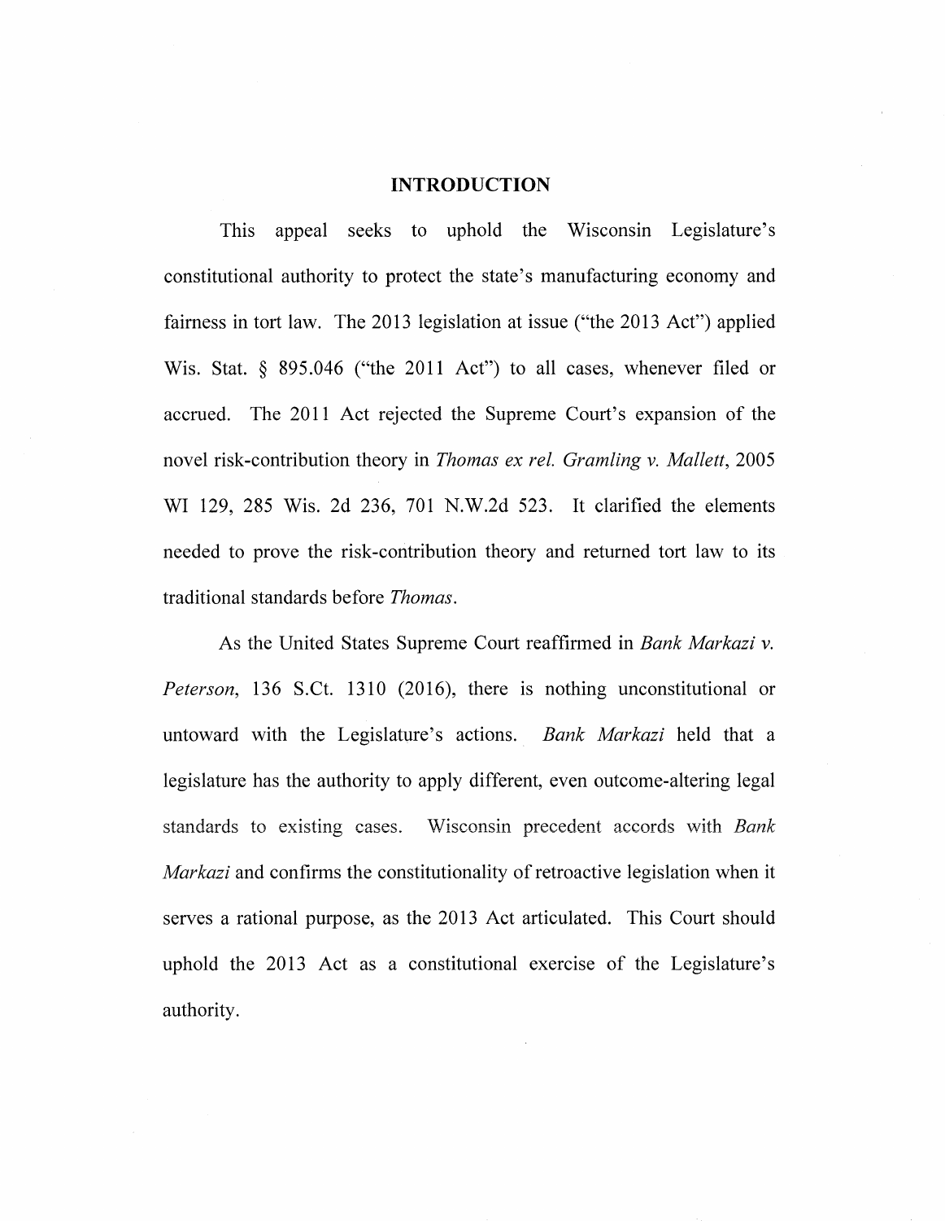## INTRODUCTION

This appeal seeks to uphold the Wisconsin Legislature's constitutional authority to protect the state's manufacturing economy and fairness in tort law. The 2013 legislation at issue ("the 2013 Act") applied Wis. Stat. § 895.046 ("the 2011 Act") to all cases, whenever filed or accrued. The 2011 Act rejected the Supreme Court's expansion of the novel risk-contribution theory in *Thomas ex rel. Gramling v. Mallett*, 2005 WI 129, 285 Wis. 2d 236, 701 N.W.2d 523. It clarified the elements needed to prove the risk-contribution theory and returned tort law to its traditional standards before *Thomas*.

As the United States Supreme Court reaffirmed in *Bank Markazi v. Peterson*, 136 S.Ct. 1310 (2016), there is nothing unconstitutional or untoward with the Legislature's actions. *Bank Markazi* held that a legislature has the authority to apply different, even outcome-altering legal standards to existing cases. Wisconsin precedent accords with *Bank Markazi* and confirms the constitutionality of retroactive legislation when it serves a rational purpose, as the 2013 Act articulated. This Court should uphold the 2013 Act as a constitutional exercise of the Legislature's authority.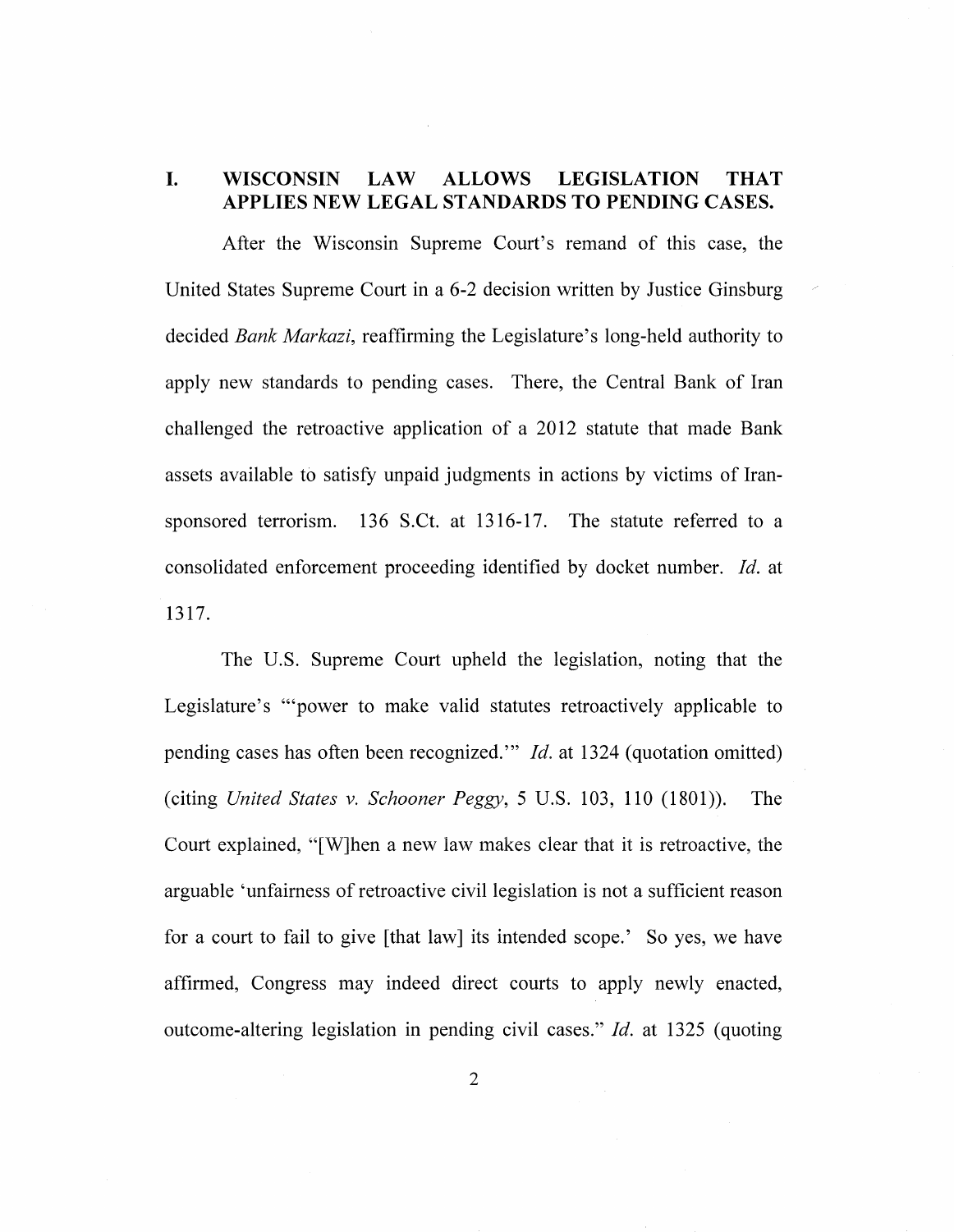## I. WISCONSIN LAW ALLOWS LEGISLATION THAT APPLIES NEW LEGAL STANDARDS TO PENDING CASES.

After the Wisconsin Supreme Court's remand of this case, the United States Supreme Court in a 6-2 decision written by Justice Ginsburg decided *Bank Markazi*, reaffirming the Legislature's long-held authority to apply new standards to pending cases. There, the Central Bank of Iran challenged the retroactive application of a 2012 statute that made Bank assets available to satisfy unpaid judgments in actions by victims of Iran-sponsored terrorism. 136 S.Ct. at 1316-17. The statute referred to a consolidated enforcement proceeding identified by docket number. *Id.* at 1317.

The U.S. Supreme Court upheld the legislation, noting that the Legislature's "'power to make valid statutes retroactively applicable to pending cases has often been recognized.'" *Id.* at 1324 (quotation omitted) (citing *United States v. Schooner Peggy*, 5 U.S. 103, 110 (1801)). The Court explained, "[W]hen a new law makes clear that it is retroactive, the arguable 'unfairness of retroactive civil legislation is not a sufficient reason for a court to fail to give [that law] its intended scope.' So yes, we have affirmed, Congress may indeed direct courts to apply newly enacted, outcome-altering legislation in pending civil cases." *Id.* at 1325 (quoting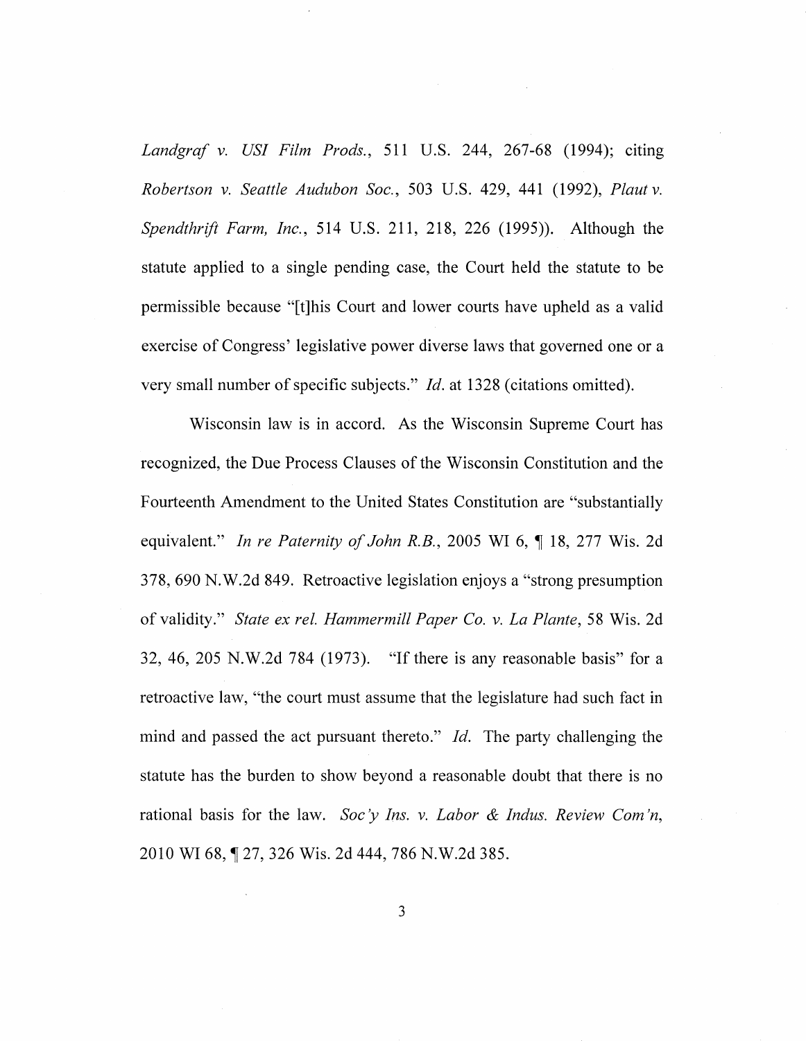*Landgraf v. USI Film Prods.*, 511 U.S. 244, 267-68 (1994); citing *Robertson v. Seattle Audubon Soc.*, 503 U.S. 429, 441 (1992), *Plaut v. Spendthrift Farm, Inc.*, 514 U.S. 211, 218, 226 (1995)). Although the statute applied to a single pending case, the Court held the statute to be permissible because "[t]his Court and lower courts have upheld as a valid exercise of Congress' legislative power diverse laws that governed one or a very small number of specific subjects." *Id.* at 1328 (citations omitted).

Wisconsin law is in accord. As the Wisconsin Supreme Court has recognized, the Due Process Clauses of the Wisconsin Constitution and the Fourteenth Amendment to the United States Constitution are "substantially equivalent." *In re Paternity of John R.B.*, 2005 WI 6, ¶ 18, 277 Wis. 2d 378, 690 N.W.2d 849. Retroactive legislation enjoys a "strong presumption of validity." *State ex rel. Hammermill Paper Co. v. La Plante*, 58 Wis. 2d 32, 46, 205 N.W.2d 784 (1973). "If there is any reasonable basis" for a retroactive law, "the court must assume that the legislature had such fact in mind and passed the act pursuant thereto." *Id.* The party challenging the statute has the burden to show beyond a reasonable doubt that there is no rational basis for the law. *Soc'y Ins. v. Labor & Indus. Review Com'n*, 2010 WI 68, ¶ 27, 326 Wis. 2d 444, 786 N.W.2d 385.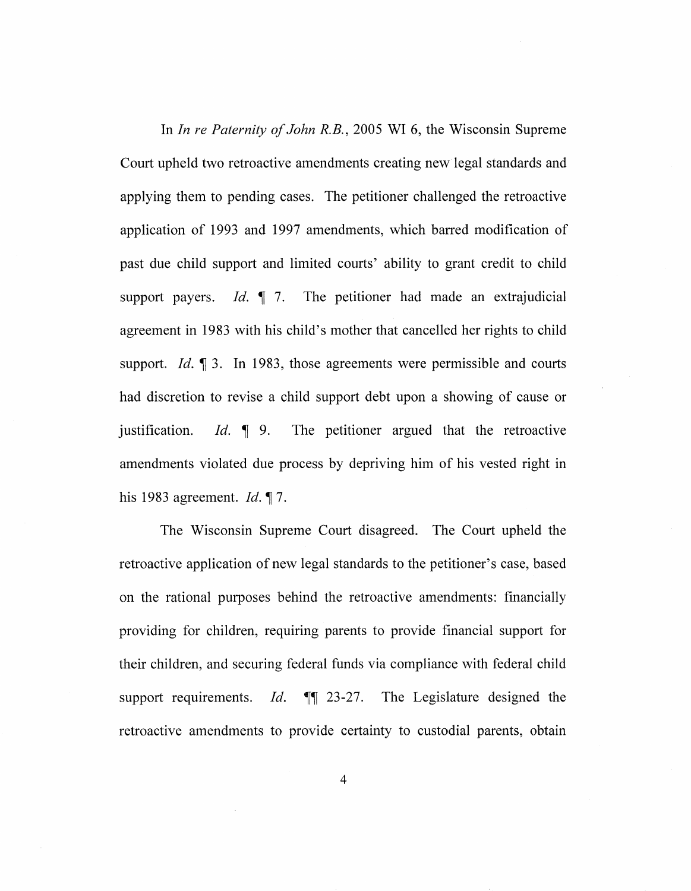In *In re Paternity of John R.B.*, 2005 WI 6, the Wisconsin Supreme Court upheld two retroactive amendments creating new legal standards and applying them to pending cases. The petitioner challenged the retroactive application of 1993 and 1997 amendments, which barred modification of past due child support and limited courts' ability to grant credit to child support payers. *Id.* ¶ 7. The petitioner had made an extrajudicial agreement in 1983 with his child's mother that cancelled her rights to child support. *Id.* ¶ 3. In 1983, those agreements were permissible and courts had discretion to revise a child support debt upon a showing of cause or justification. *Id.* ¶ 9. The petitioner argued that the retroactive amendments violated due process by depriving him of his vested right in his 1983 agreement. *Id.* ¶ 7.

The Wisconsin Supreme Court disagreed. The Court upheld the retroactive application of new legal standards to the petitioner's case, based on the rational purposes behind the retroactive amendments: financially providing for children, requiring parents to provide financial support for their children, and securing federal funds via compliance with federal child support requirements. *Id.* ¶¶ 23-27. The Legislature designed the retroactive amendments to provide certainty to custodial parents, obtain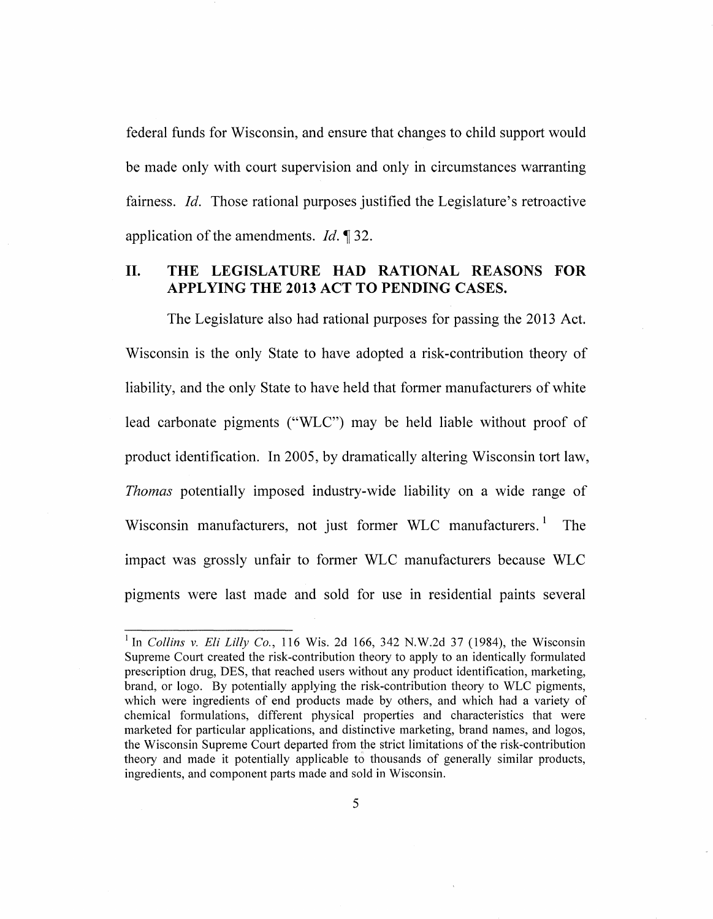federal funds for Wisconsin, and ensure that changes to child support would be made only with court supervision and only in circumstances warranting fairness. *Id.* Those rational purposes justified the Legislature's retroactive application of the amendments. *Id.* ¶ 32.

## II. THE LEGISLATURE HAD RATIONAL REASONS FOR APPLYING THE 2013 ACT TO PENDING CASES.

The Legislature also had rational purposes for passing the 2013 Act. Wisconsin is the only State to have adopted a risk-contribution theory of liability, and the only State to have held that former manufacturers of white lead carbonate pigments ("WLC") may be held liable without proof of product identification. In 2005, by dramatically altering Wisconsin tort law, *Thomas* potentially imposed industry-wide liability on a wide range of Wisconsin manufacturers, not just former WLC manufacturers.[1] The impact was grossly unfair to former WLC manufacturers because WLC pigments were last made and sold for use in residential paints several

---

[1] In *Collins v. Eli Lilly Co.*, 116 Wis. 2d 166, 342 N.W.2d 37 (1984), the Wisconsin Supreme Court created the risk-contribution theory to apply to an identically formulated prescription drug, DES, that reached users without any product identification, marketing, brand, or logo. By potentially applying the risk-contribution theory to WLC pigments, which were ingredients of end products made by others, and which had a variety of chemical formulations, different physical properties and characteristics that were marketed for particular applications, and distinctive marketing, brand names, and logos, the Wisconsin Supreme Court departed from the strict limitations of the risk-contribution theory and made it potentially applicable to thousands of generally similar products, ingredients, and component parts made and sold in Wisconsin.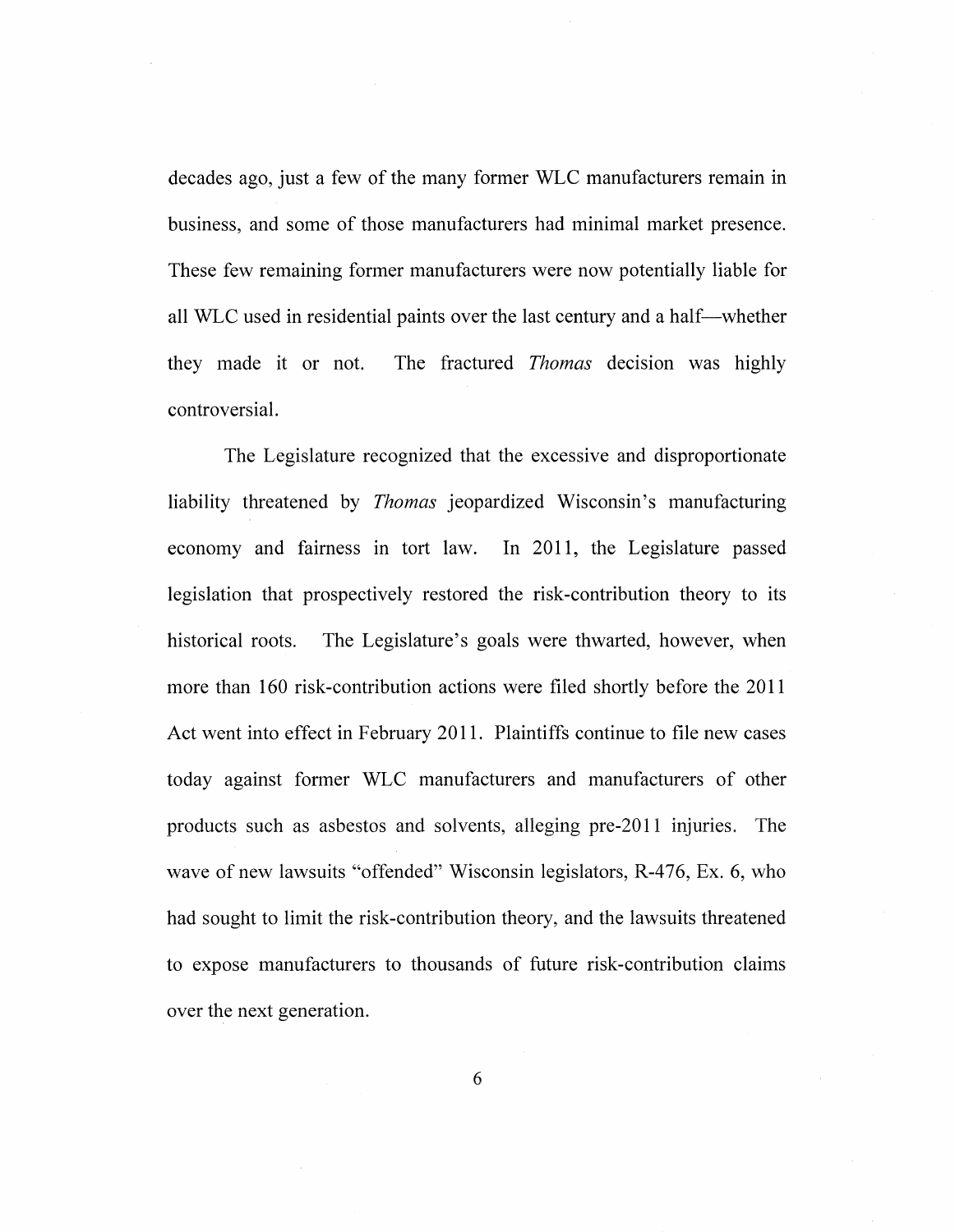decades ago, just a few of the many former WLC manufacturers remain in business, and some of those manufacturers had minimal market presence. These few remaining former manufacturers were now potentially liable for all WLC used in residential paints over the last century and a half—whether they made it or not. The fractured *Thomas* decision was highly controversial.

The Legislature recognized that the excessive and disproportionate liability threatened by *Thomas* jeopardized Wisconsin's manufacturing economy and fairness in tort law. In 2011, the Legislature passed legislation that prospectively restored the risk-contribution theory to its historical roots. The Legislature's goals were thwarted, however, when more than 160 risk-contribution actions were filed shortly before the 2011 Act went into effect in February 2011. Plaintiffs continue to file new cases today against former WLC manufacturers and manufacturers of other products such as asbestos and solvents, alleging pre-2011 injuries. The wave of new lawsuits "offended" Wisconsin legislators, R-476, Ex. 6, who had sought to limit the risk-contribution theory, and the lawsuits threatened to expose manufacturers to thousands of future risk-contribution claims over the next generation.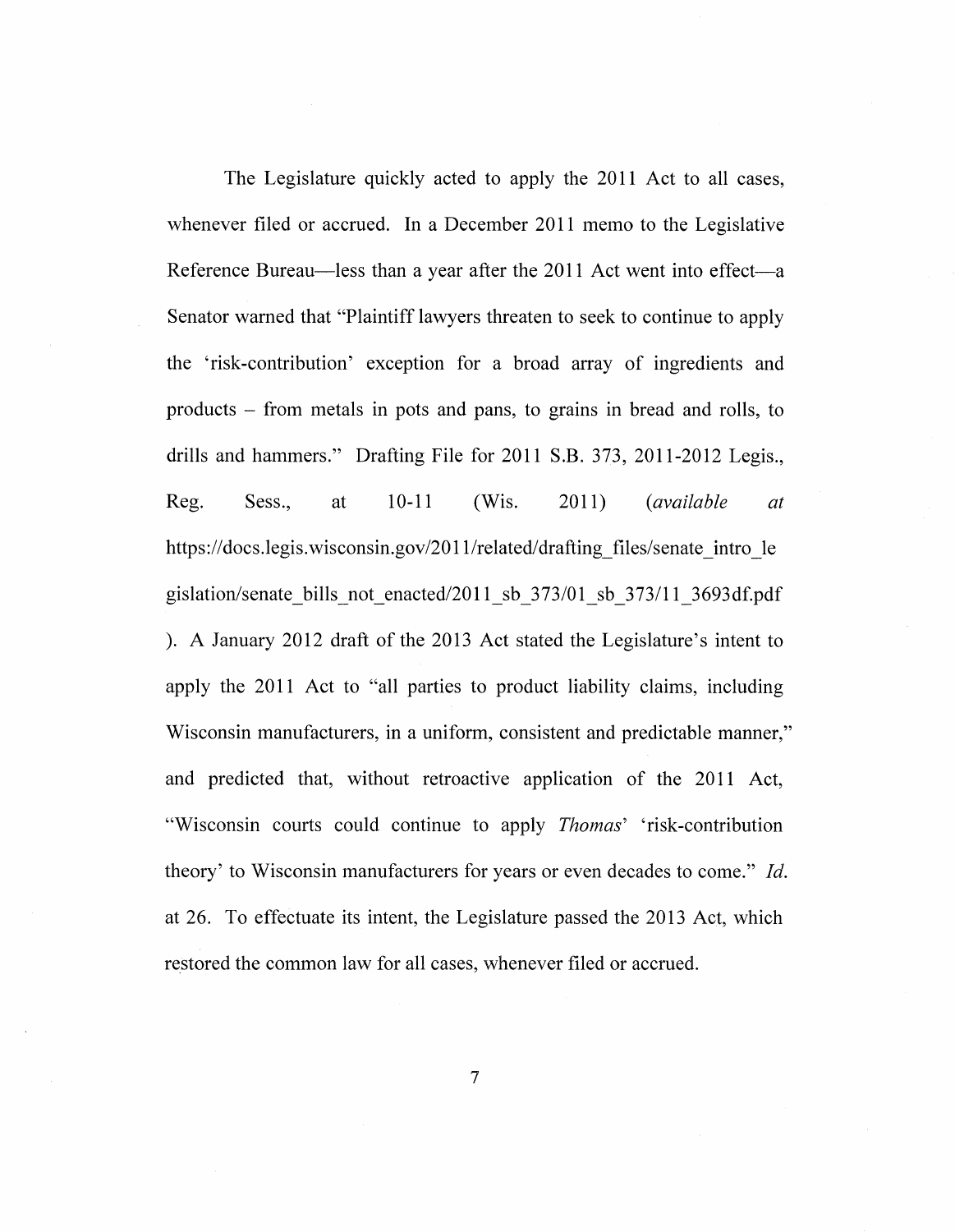The Legislature quickly acted to apply the 2011 Act to all cases, whenever filed or accrued. In a December 2011 memo to the Legislative Reference Bureau—less than a year after the 2011 Act went into effect—a Senator warned that "Plaintiff lawyers threaten to seek to continue to apply the 'risk-contribution' exception for a broad array of ingredients and products – from metals in pots and pans, to grains in bread and rolls, to drills and hammers." Drafting File for 2011 S.B. 373, 2011-2012 Legis., Reg. Sess., at 10-11 (Wis. 2011) (*available at* https://docs.legis.wisconsin.gov/2011/related/drafting_files/senate_intro_legislation/senate_bills_not_enacted/2011_sb_373/01_sb_373/11_3693df.pdf). A January 2012 draft of the 2013 Act stated the Legislature's intent to apply the 2011 Act to "all parties to product liability claims, including Wisconsin manufacturers, in a uniform, consistent and predictable manner," and predicted that, without retroactive application of the 2011 Act, "Wisconsin courts could continue to apply *Thomas*' 'risk-contribution theory' to Wisconsin manufacturers for years or even decades to come." *Id.* at 26. To effectuate its intent, the Legislature passed the 2013 Act, which restored the common law for all cases, whenever filed or accrued.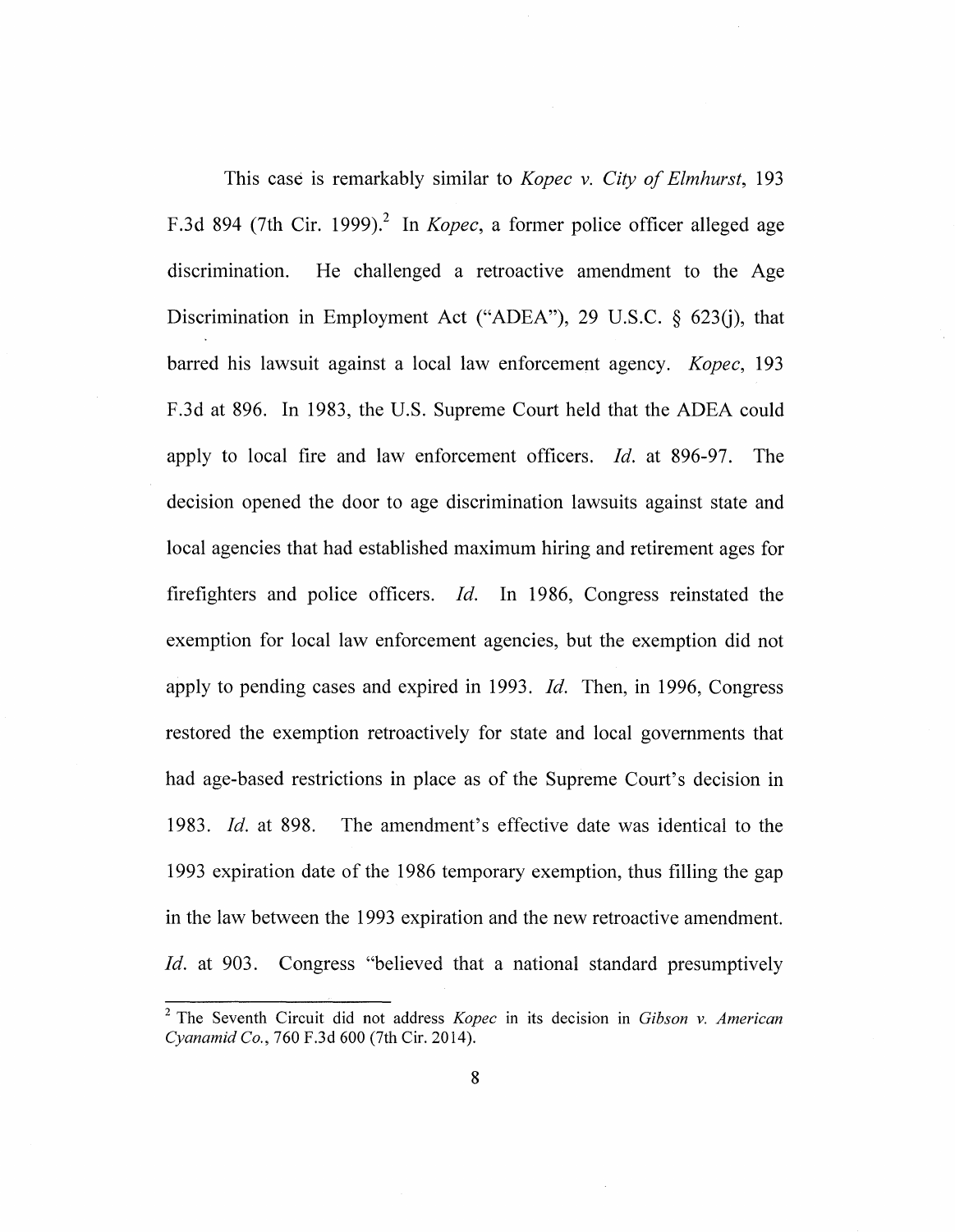This case is remarkably similar to *Kopec v. City of Elmhurst*, 193 F.3d 894 (7th Cir. 1999).[2] In *Kopec*, a former police officer alleged age discrimination. He challenged a retroactive amendment to the Age Discrimination in Employment Act ("ADEA"), 29 U.S.C. § 623(j), that barred his lawsuit against a local law enforcement agency. *Kopec*, 193 F.3d at 896. In 1983, the U.S. Supreme Court held that the ADEA could apply to local fire and law enforcement officers. *Id.* at 896-97. The decision opened the door to age discrimination lawsuits against state and local agencies that had established maximum hiring and retirement ages for firefighters and police officers. *Id.* In 1986, Congress reinstated the exemption for local law enforcement agencies, but the exemption did not apply to pending cases and expired in 1993. *Id.* Then, in 1996, Congress restored the exemption retroactively for state and local governments that had age-based restrictions in place as of the Supreme Court's decision in 1983. *Id.* at 898. The amendment's effective date was identical to the 1993 expiration date of the 1986 temporary exemption, thus filling the gap in the law between the 1993 expiration and the new retroactive amendment. *Id.* at 903. Congress "believed that a national standard presumptively

[2] The Seventh Circuit did not address *Kopec* in its decision in *Gibson v. American Cyanamid Co.*, 760 F.3d 600 (7th Cir. 2014).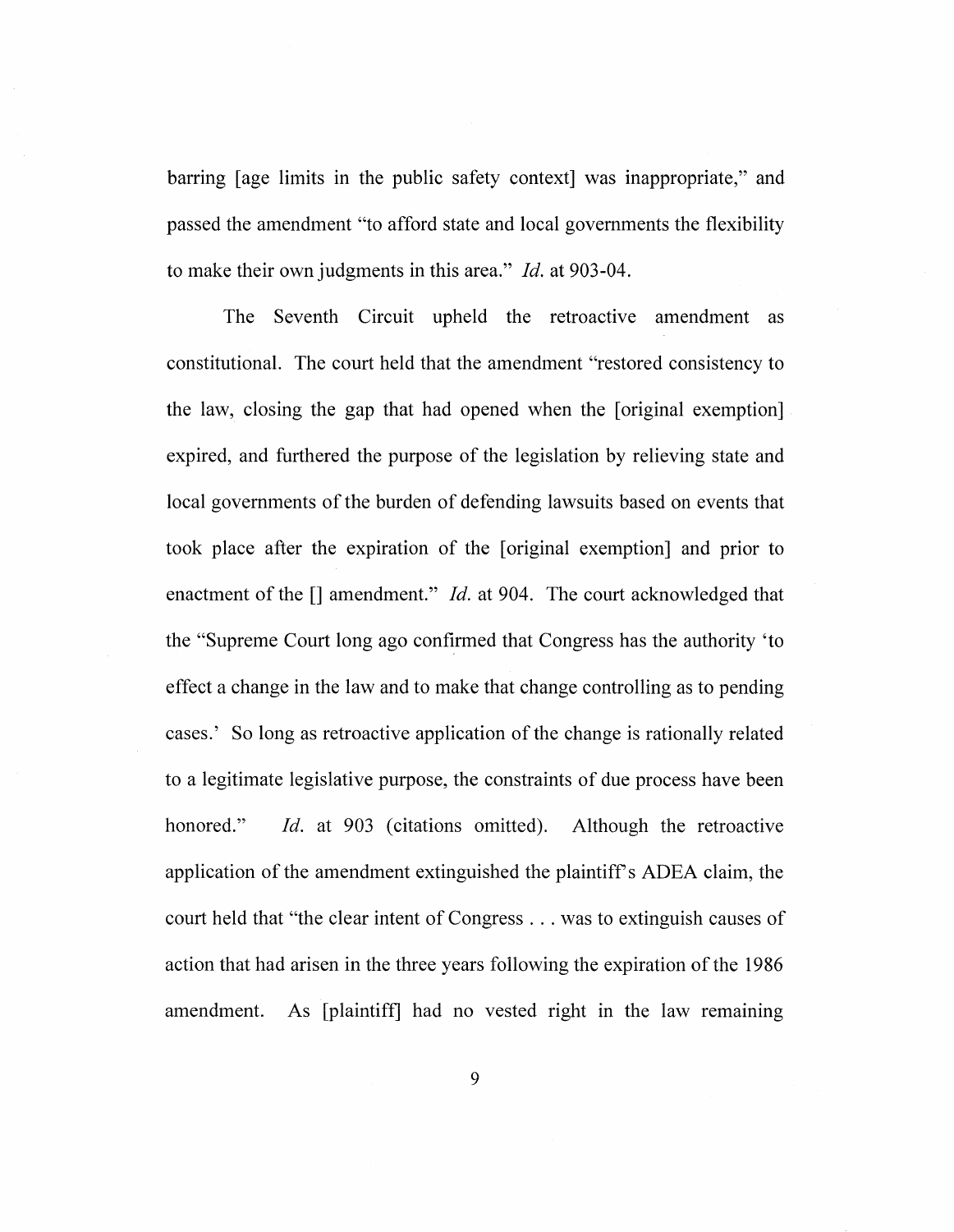barring [age limits in the public safety context] was inappropriate," and passed the amendment "to afford state and local governments the flexibility to make their own judgments in this area." *Id.* at 903-04.

The Seventh Circuit upheld the retroactive amendment as constitutional. The court held that the amendment "restored consistency to the law, closing the gap that had opened when the [original exemption] expired, and furthered the purpose of the legislation by relieving state and local governments of the burden of defending lawsuits based on events that took place after the expiration of the [original exemption] and prior to enactment of the [] amendment." *Id.* at 904. The court acknowledged that the "Supreme Court long ago confirmed that Congress has the authority 'to effect a change in the law and to make that change controlling as to pending cases.' So long as retroactive application of the change is rationally related to a legitimate legislative purpose, the constraints of due process have been honored." *Id.* at 903 (citations omitted). Although the retroactive application of the amendment extinguished the plaintiff's ADEA claim, the court held that "the clear intent of Congress . . . was to extinguish causes of action that had arisen in the three years following the expiration of the 1986 amendment. As [plaintiff] had no vested right in the law remaining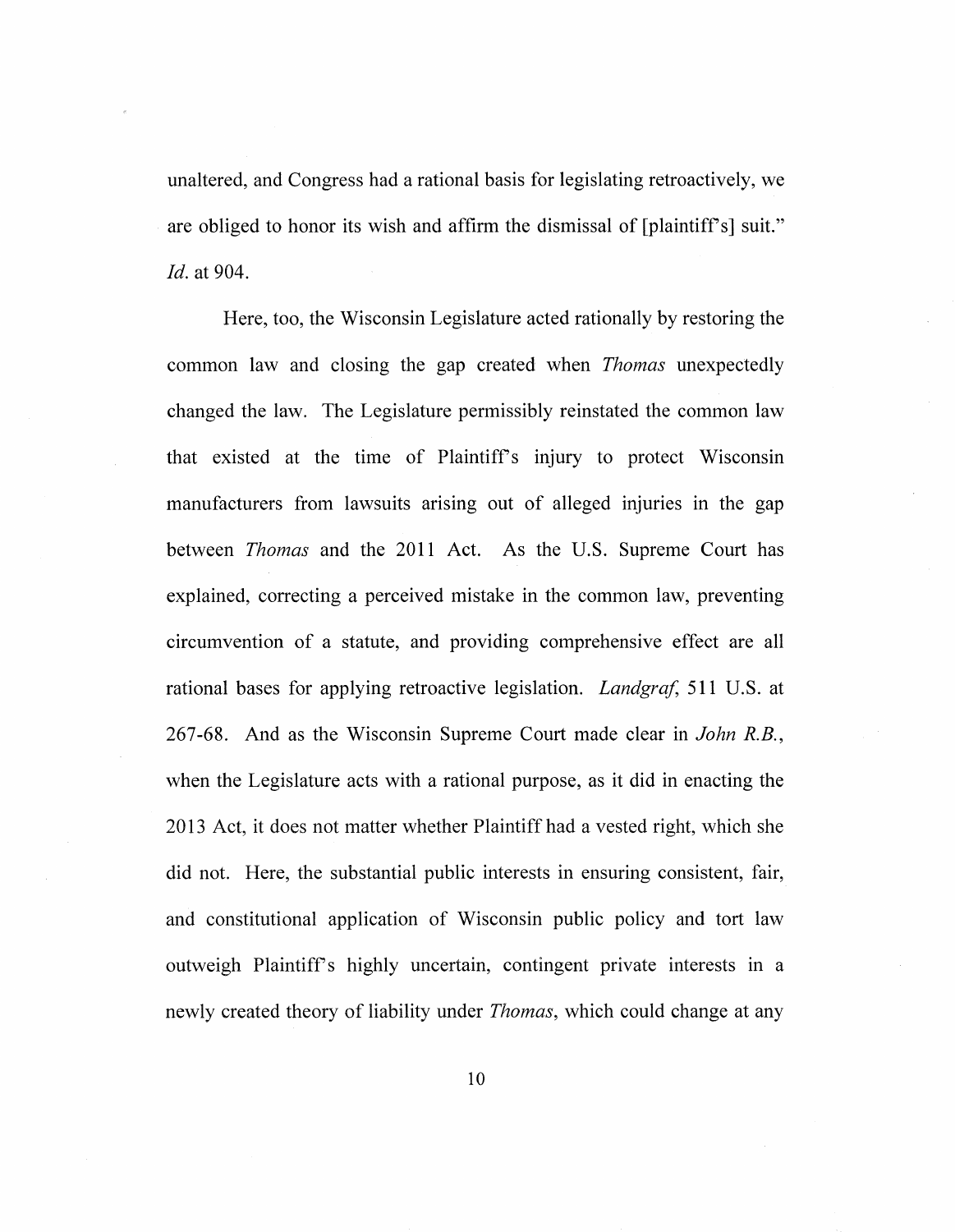unaltered, and Congress had a rational basis for legislating retroactively, we are obliged to honor its wish and affirm the dismissal of [plaintiff's] suit." *Id.* at 904.

Here, too, the Wisconsin Legislature acted rationally by restoring the common law and closing the gap created when *Thomas* unexpectedly changed the law. The Legislature permissibly reinstated the common law that existed at the time of Plaintiff's injury to protect Wisconsin manufacturers from lawsuits arising out of alleged injuries in the gap between *Thomas* and the 2011 Act. As the U.S. Supreme Court has explained, correcting a perceived mistake in the common law, preventing circumvention of a statute, and providing comprehensive effect are all rational bases for applying retroactive legislation. *Landgraf*, 511 U.S. at 267-68. And as the Wisconsin Supreme Court made clear in *John R.B.*, when the Legislature acts with a rational purpose, as it did in enacting the 2013 Act, it does not matter whether Plaintiff had a vested right, which she did not. Here, the substantial public interests in ensuring consistent, fair, and constitutional application of Wisconsin public policy and tort law outweigh Plaintiff's highly uncertain, contingent private interests in a newly created theory of liability under *Thomas*, which could change at any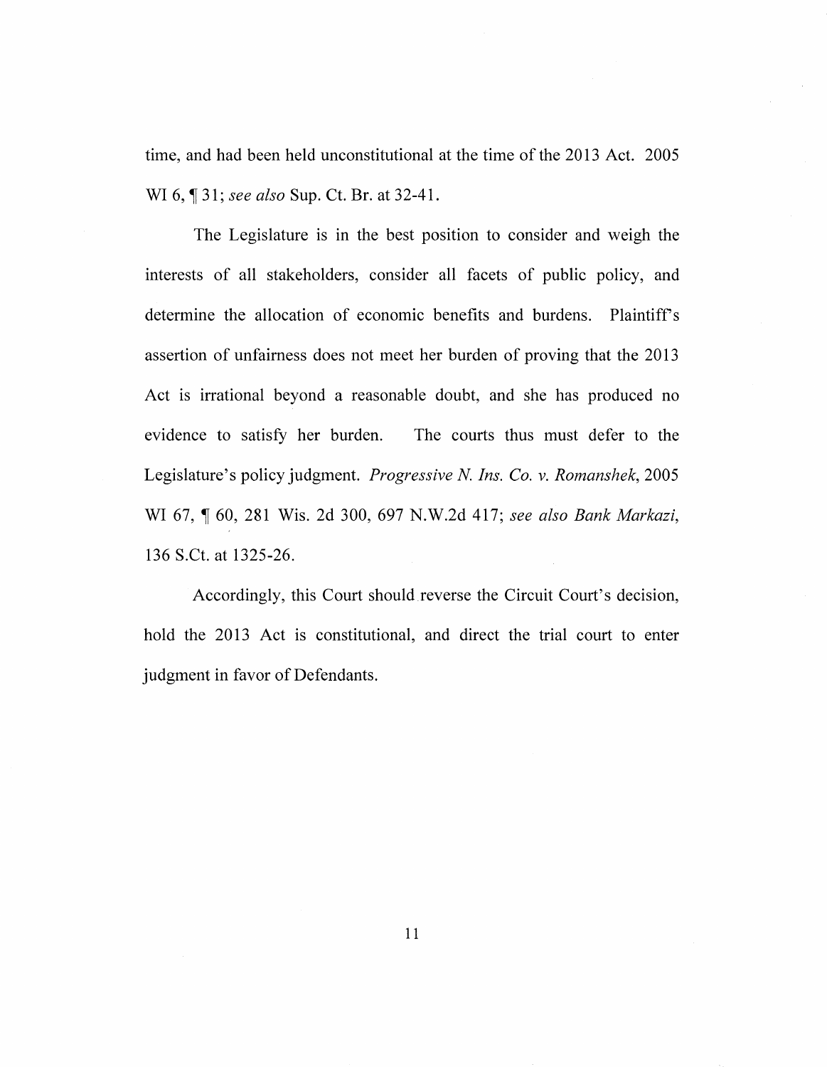time, and had been held unconstitutional at the time of the 2013 Act. 2005 WI 6, ¶ 31; *see also* Sup. Ct. Br. at 32-41.

The Legislature is in the best position to consider and weigh the interests of all stakeholders, consider all facets of public policy, and determine the allocation of economic benefits and burdens. Plaintiff's assertion of unfairness does not meet her burden of proving that the 2013 Act is irrational beyond a reasonable doubt, and she has produced no evidence to satisfy her burden. The courts thus must defer to the Legislature's policy judgment. *Progressive N. Ins. Co. v. Romanshek*, 2005 WI 67, ¶ 60, 281 Wis. 2d 300, 697 N.W.2d 417; *see also Bank Markazi*, 136 S.Ct. at 1325-26.

Accordingly, this Court should reverse the Circuit Court's decision, hold the 2013 Act is constitutional, and direct the trial court to enter judgment in favor of Defendants.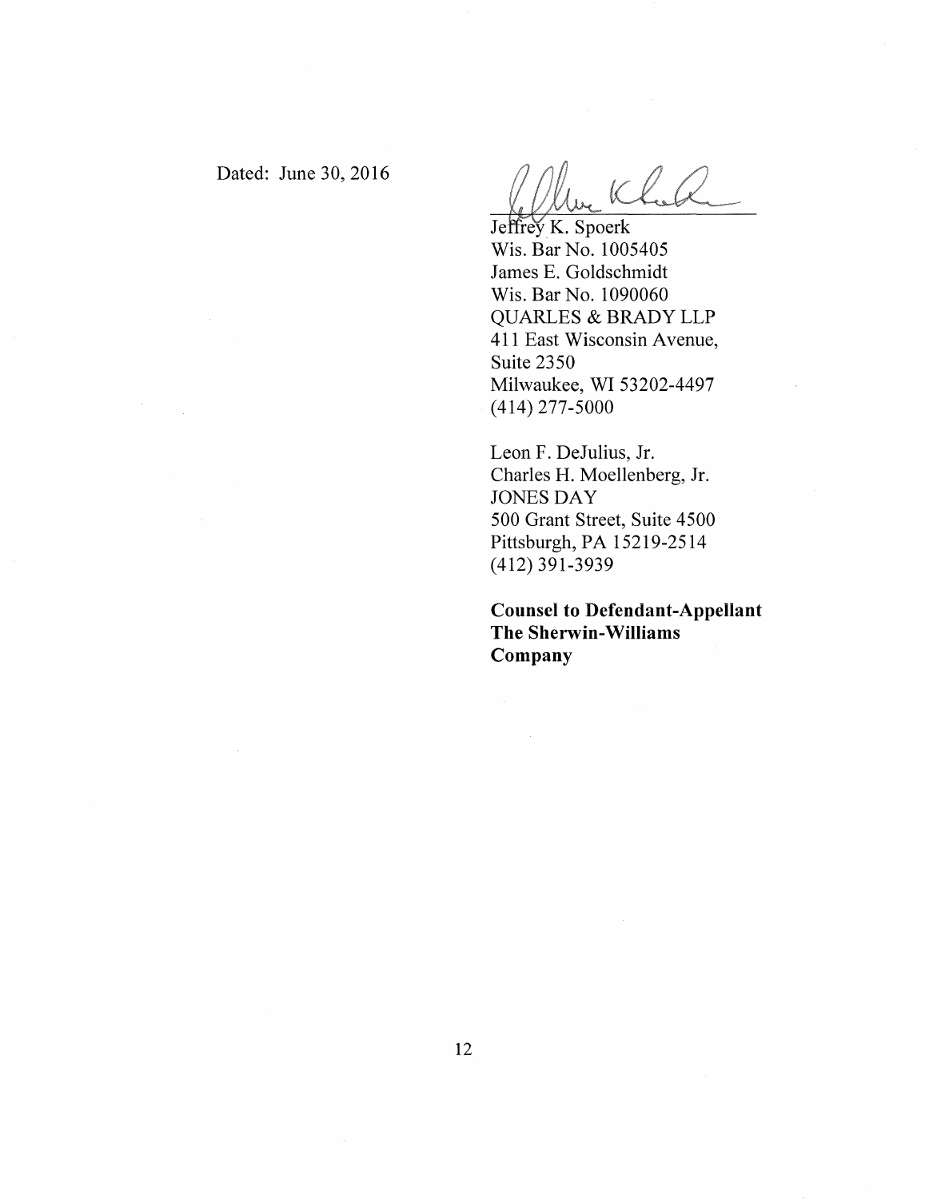Dated: June 30, 2016

Jeffrey K. Spoerk
Wis. Bar No. 1005405
James E. Goldschmidt
Wis. Bar No. 1090060
QUARLES & BRADY LLP
411 East Wisconsin Avenue,
Suite 2350
Milwaukee, WI 53202-4497
(414) 277-5000

Leon F. DeJulius, Jr.
Charles H. Moellenberg, Jr.
JONES DAY
500 Grant Street, Suite 4500
Pittsburgh, PA 15219-2514
(412) 391-3939

**Counsel to Defendant-Appellant The Sherwin-Williams Company**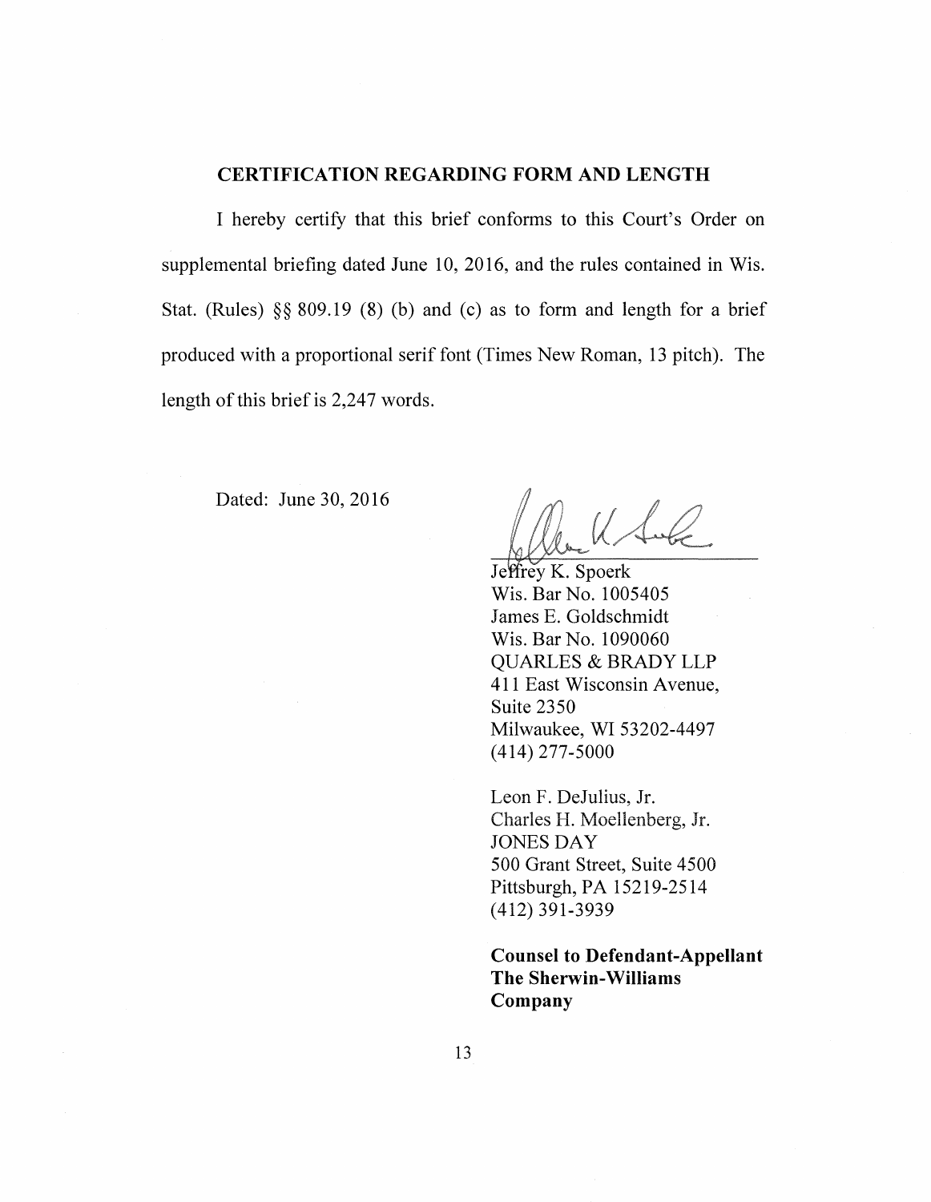## CERTIFICATION REGARDING FORM AND LENGTH

I hereby certify that this brief conforms to this Court's Order on supplemental briefing dated June 10, 2016, and the rules contained in Wis. Stat. (Rules) §§ 809.19 (8) (b) and (c) as to form and length for a brief produced with a proportional serif font (Times New Roman, 13 pitch). The length of this brief is 2,247 words.

Dated: June 30, 2016

Jeffrey K. Spoerk
Wis. Bar No. 1005405
James E. Goldschmidt
Wis. Bar No. 1090060
QUARLES & BRADY LLP
411 East Wisconsin Avenue,
Suite 2350
Milwaukee, WI 53202-4497
(414) 277-5000

Leon F. DeJulius, Jr.
Charles H. Moellenberg, Jr.
JONES DAY
500 Grant Street, Suite 4500
Pittsburgh, PA 15219-2514
(412) 391-3939

**Counsel to Defendant-Appellant The Sherwin-Williams Company**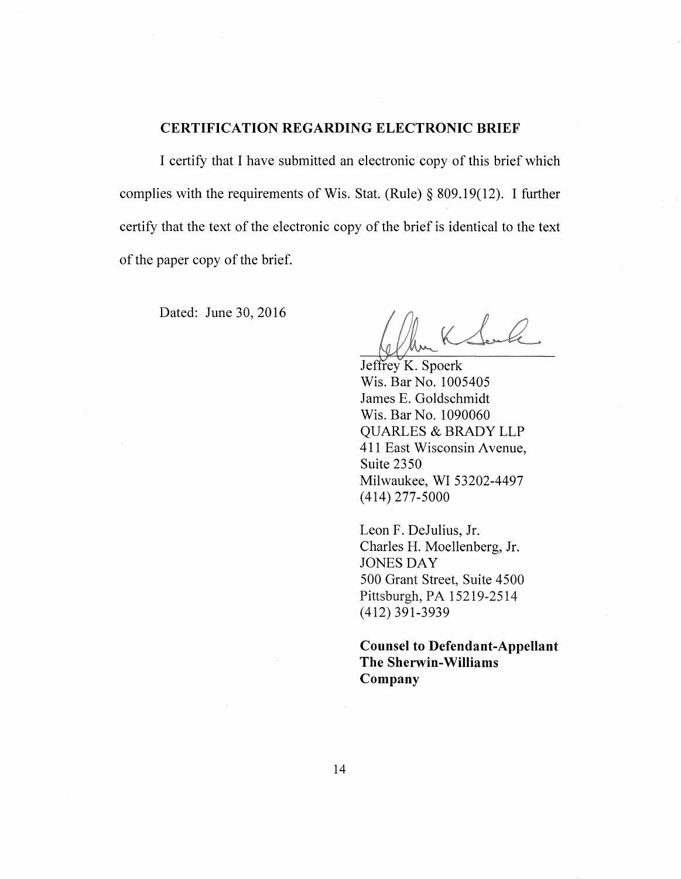## CERTIFICATION REGARDING ELECTRONIC BRIEF

I certify that I have submitted an electronic copy of this brief which complies with the requirements of Wis. Stat. (Rule) § 809.19(12). I further certify that the text of the electronic copy of the brief is identical to the text of the paper copy of the brief.

Dated: June 30, 2016

Jeffrey K. Spoerk
Wis. Bar No. 1005405
James E. Goldschmidt
Wis. Bar No. 1090060
QUARLES & BRADY LLP
411 East Wisconsin Avenue,
Suite 2350
Milwaukee, WI 53202-4497
(414) 277-5000

Leon F. DeJulius, Jr.
Charles H. Moellenberg, Jr.
JONES DAY
500 Grant Street, Suite 4500
Pittsburgh, PA 15219-2514
(412) 391-3939

**Counsel to Defendant-Appellant The Sherwin-Williams Company**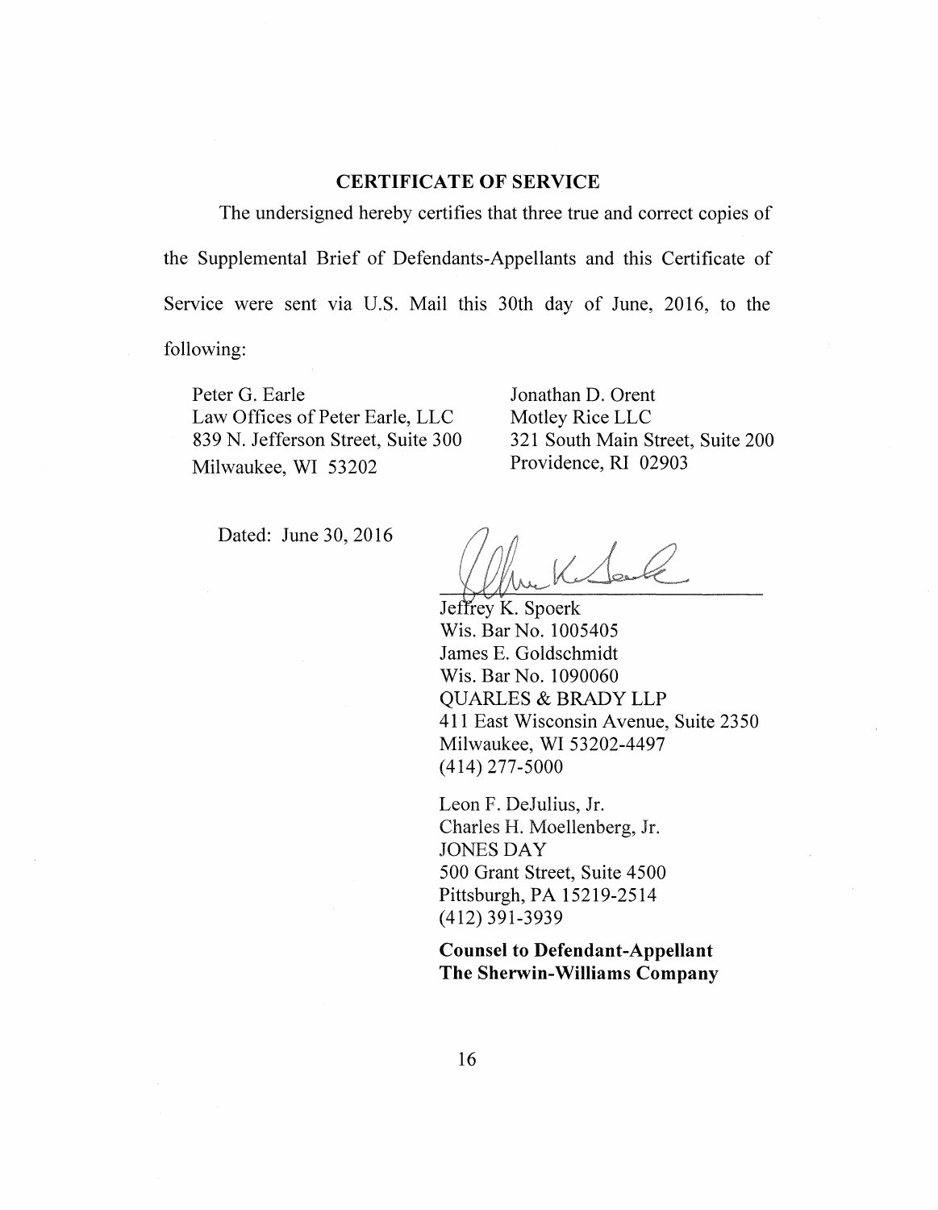## CERTIFICATE OF SERVICE

The undersigned hereby certifies that three true and correct copies of the Supplemental Brief of Defendants-Appellants and this Certificate of Service were sent via U.S. Mail this 30th day of June, 2016, to the following:

Peter G. Earle
Law Offices of Peter Earle, LLC
839 N. Jefferson Street, Suite 300
Milwaukee, WI 53202

Jonathan D. Orent
Motley Rice LLC
321 South Main Street, Suite 200
Providence, RI 02903

Dated: June 30, 2016

Jeffrey K. Spoerk
Wis. Bar No. 1005405
James E. Goldschmidt
Wis. Bar No. 1090060
QUARLES & BRADY LLP
411 East Wisconsin Avenue, Suite 2350
Milwaukee, WI 53202-4497
(414) 277-5000

Leon F. DeJulius, Jr.
Charles H. Moellenberg, Jr.
JONES DAY
500 Grant Street, Suite 4500
Pittsburgh, PA 15219-2514
(412) 391-3939

**Counsel to Defendant-Appellant The Sherwin-Williams Company**